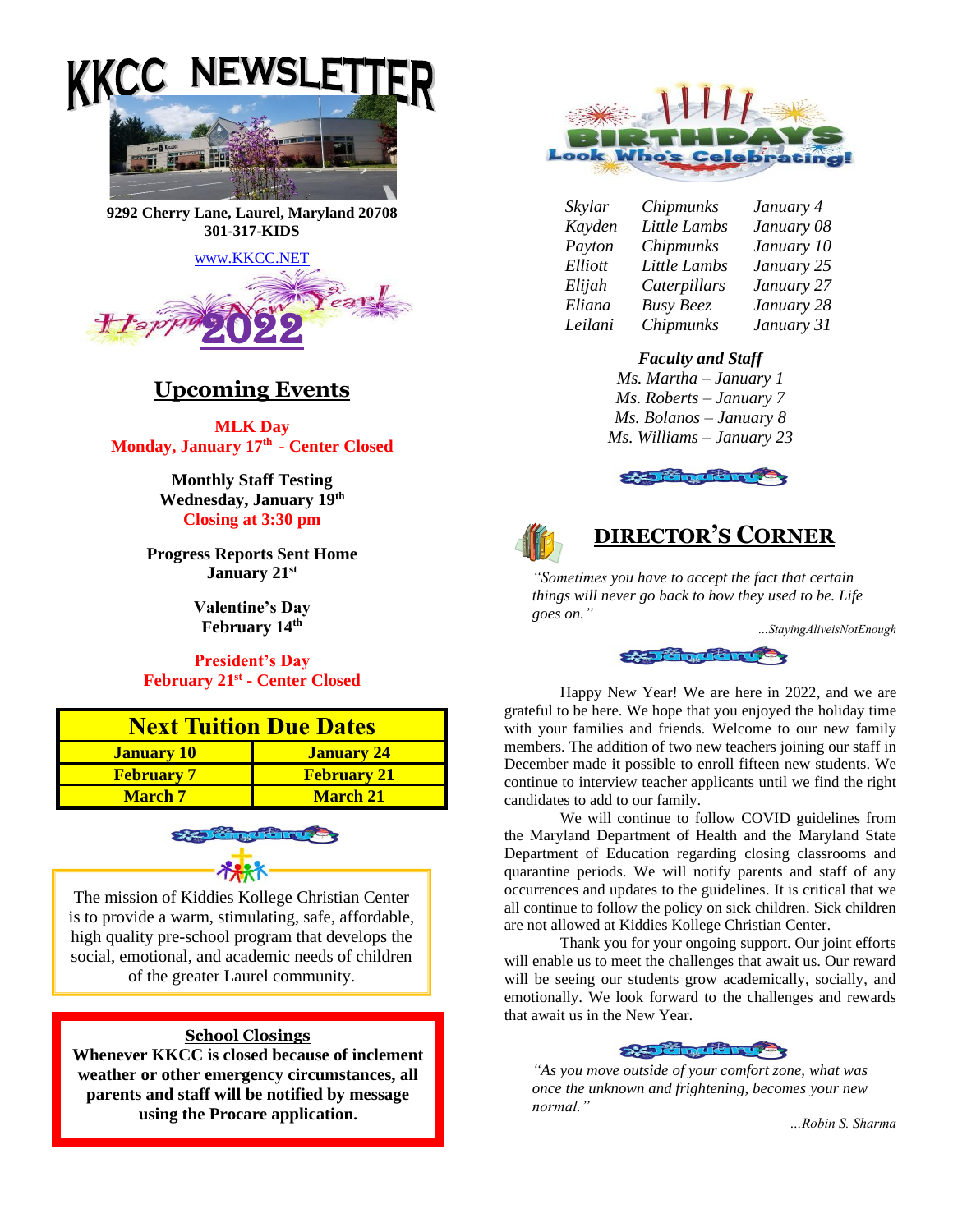# KKCC NEWSLETTER

**9292 Cherry Lane, Laurel, Maryland 20708**
**301-317-KIDS**

www.KKCC.NET

Happy New Year! 2022

## Upcoming Events

**MLK Day**
**Monday, January 17th - Center Closed**

**Monthly Staff Testing**
**Wednesday, January 19th**
**Closing at 3:30 pm**

**Progress Reports Sent Home**
**January 21st**

**Valentine's Day**
**February 14th**

**President's Day**
**February 21st - Center Closed**

| Next Tuition Due Dates | |
|---|---|
| January 10 | January 24 |
| February 7 | February 21 |
| March 7 | March 21 |

The mission of Kiddies Kollege Christian Center is to provide a warm, stimulating, safe, affordable, high quality pre-school program that develops the social, emotional, and academic needs of children of the greater Laurel community.

**School Closings**
**Whenever KKCC is closed because of inclement weather or other emergency circumstances, all parents and staff will be notified by message using the Procare application.**

## BIRTHDAYS – Look Who's Celebrating!

| | | |
|---|---|---|
| *Skylar* | *Chipmunks* | *January 4* |
| *Kayden* | *Little Lambs* | *January 08* |
| *Payton* | *Chipmunks* | *January 10* |
| *Elliott* | *Little Lambs* | *January 25* |
| *Elijah* | *Caterpillars* | *January 27* |
| *Eliana* | *Busy Beez* | *January 28* |
| *Leilani* | *Chipmunks* | *January 31* |

***Faculty and Staff***
*Ms. Martha – January 1*
*Ms. Roberts – January 7*
*Ms. Bolanos – January 8*
*Ms. Williams – January 23*

## DIRECTOR'S CORNER

*"Sometimes you have to accept the fact that certain things will never go back to how they used to be. Life goes on."*

*...StayingAliveisNotEnough*

Happy New Year! We are here in 2022, and we are grateful to be here. We hope that you enjoyed the holiday time with your families and friends. Welcome to our new family members. The addition of two new teachers joining our staff in December made it possible to enroll fifteen new students. We continue to interview teacher applicants until we find the right candidates to add to our family.

We will continue to follow COVID guidelines from the Maryland Department of Health and the Maryland State Department of Education regarding closing classrooms and quarantine periods. We will notify parents and staff of any occurrences and updates to the guidelines. It is critical that we all continue to follow the policy on sick children. Sick children are not allowed at Kiddies Kollege Christian Center.

Thank you for your ongoing support. Our joint efforts will enable us to meet the challenges that await us. Our reward will be seeing our students grow academically, socially, and emotionally. We look forward to the challenges and rewards that await us in the New Year.

*"As you move outside of your comfort zone, what was once the unknown and frightening, becomes your new normal."*

*...Robin S. Sharma*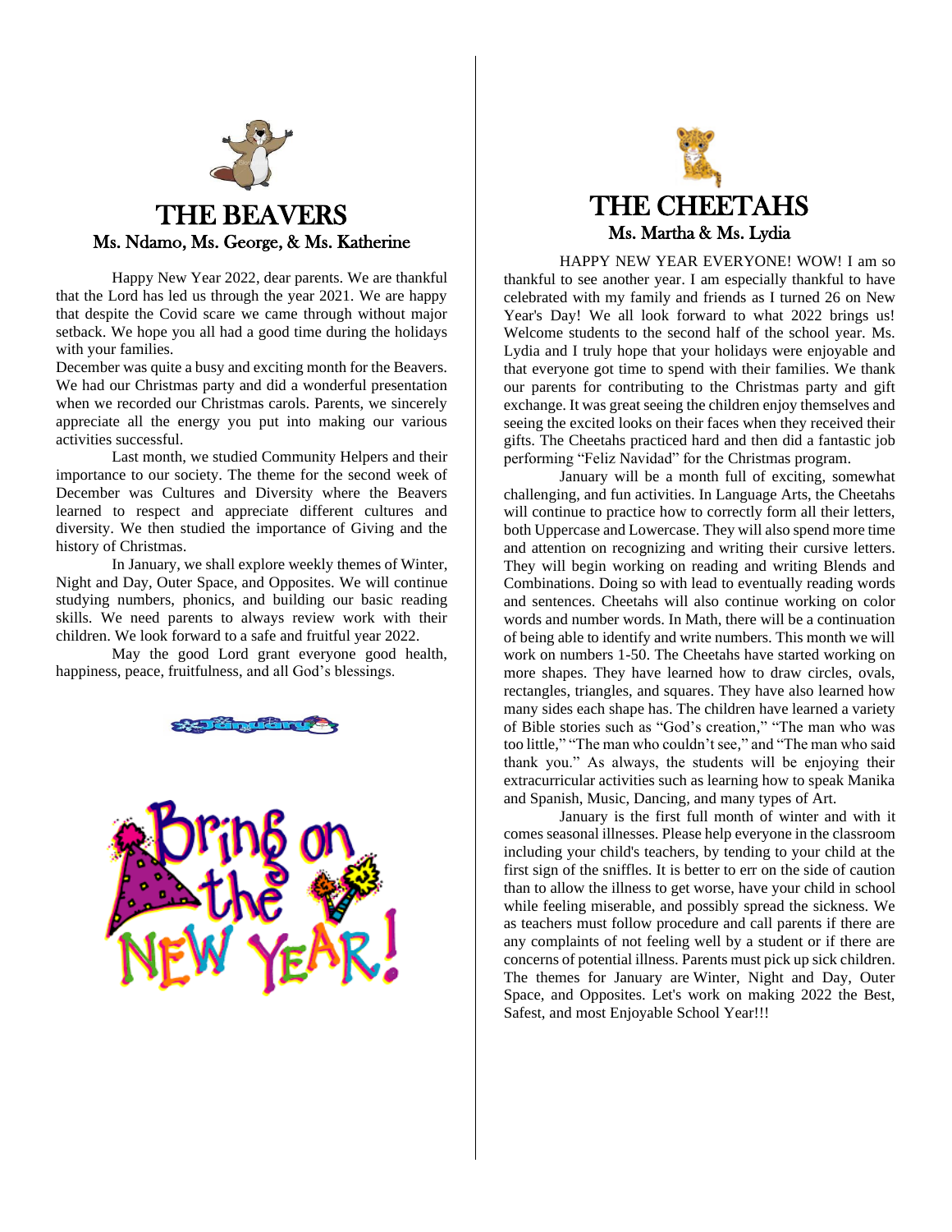# THE BEAVERS

## Ms. Ndamo, Ms. George, & Ms. Katherine

Happy New Year 2022, dear parents. We are thankful that the Lord has led us through the year 2021. We are happy that despite the Covid scare we came through without major setback. We hope you all had a good time during the holidays with your families.

December was quite a busy and exciting month for the Beavers. We had our Christmas party and did a wonderful presentation when we recorded our Christmas carols. Parents, we sincerely appreciate all the energy you put into making our various activities successful.

Last month, we studied Community Helpers and their importance to our society. The theme for the second week of December was Cultures and Diversity where the Beavers learned to respect and appreciate different cultures and diversity. We then studied the importance of Giving and the history of Christmas.

In January, we shall explore weekly themes of Winter, Night and Day, Outer Space, and Opposites. We will continue studying numbers, phonics, and building our basic reading skills. We need parents to always review work with their children. We look forward to a safe and fruitful year 2022.

May the good Lord grant everyone good health, happiness, peace, fruitfulness, and all God's blessings.

# THE CHEETAHS

## Ms. Martha & Ms. Lydia

HAPPY NEW YEAR EVERYONE! WOW! I am so thankful to see another year. I am especially thankful to have celebrated with my family and friends as I turned 26 on New Year's Day! We all look forward to what 2022 brings us! Welcome students to the second half of the school year. Ms. Lydia and I truly hope that your holidays were enjoyable and that everyone got time to spend with their families. We thank our parents for contributing to the Christmas party and gift exchange. It was great seeing the children enjoy themselves and seeing the excited looks on their faces when they received their gifts. The Cheetahs practiced hard and then did a fantastic job performing "Feliz Navidad" for the Christmas program.

January will be a month full of exciting, somewhat challenging, and fun activities. In Language Arts, the Cheetahs will continue to practice how to correctly form all their letters, both Uppercase and Lowercase. They will also spend more time and attention on recognizing and writing their cursive letters. They will begin working on reading and writing Blends and Combinations. Doing so with lead to eventually reading words and sentences. Cheetahs will also continue working on color words and number words. In Math, there will be a continuation of being able to identify and write numbers. This month we will work on numbers 1-50. The Cheetahs have started working on more shapes. They have learned how to draw circles, ovals, rectangles, triangles, and squares. They have also learned how many sides each shape has. The children have learned a variety of Bible stories such as "God's creation," "The man who was too little," "The man who couldn't see," and "The man who said thank you." As always, the students will be enjoying their extracurricular activities such as learning how to speak Manika and Spanish, Music, Dancing, and many types of Art.

January is the first full month of winter and with it comes seasonal illnesses. Please help everyone in the classroom including your child's teachers, by tending to your child at the first sign of the sniffles. It is better to err on the side of caution than to allow the illness to get worse, have your child in school while feeling miserable, and possibly spread the sickness. We as teachers must follow procedure and call parents if there are any complaints of not feeling well by a student or if there are concerns of potential illness. Parents must pick up sick children. The themes for January are Winter, Night and Day, Outer Space, and Opposites. Let's work on making 2022 the Best, Safest, and most Enjoyable School Year!!!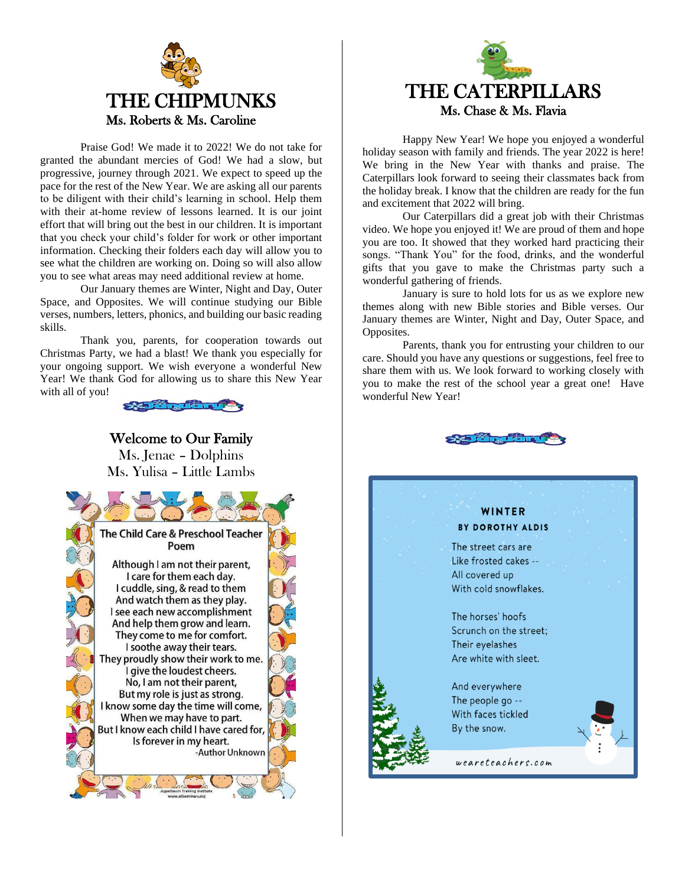# THE CHIPMUNKS

### Ms. Roberts & Ms. Caroline

Praise God! We made it to 2022! We do not take for granted the abundant mercies of God! We had a slow, but progressive, journey through 2021. We expect to speed up the pace for the rest of the New Year. We are asking all our parents to be diligent with their child's learning in school. Help them with their at-home review of lessons learned. It is our joint effort that will bring out the best in our children. It is important that you check your child's folder for work or other important information. Checking their folders each day will allow you to see what the children are working on. Doing so will also allow you to see what areas may need additional review at home.

Our January themes are Winter, Night and Day, Outer Space, and Opposites. We will continue studying our Bible verses, numbers, letters, phonics, and building our basic reading skills.

Thank you, parents, for cooperation towards out Christmas Party, we had a blast! We thank you especially for your ongoing support. We wish everyone a wonderful New Year! We thank God for allowing us to share this New Year with all of you!

## Welcome to Our Family

Ms. Jenae – Dolphins
Ms. Yulisa – Little Lambs

### The Child Care & Preschool Teacher Poem

Although I am not their parent,
I care for them each day.
I cuddle, sing, & read to them
And watch them as they play.
I see each new accomplishment
And help them grow and learn.
They come to me for comfort.
I soothe away their tears.
They proudly show their work to me.
I give the loudest cheers.
No, I am not their parent,
But my role is just as strong.
I know some day the time will come,
When we may have to part.
But I know each child I have cared for,
Is forever in my heart.
-Author Unknown

Appelbaum Training Institute
www.atiseminars.org

# THE CATERPILLARS

### Ms. Chase & Ms. Flavia

Happy New Year! We hope you enjoyed a wonderful holiday season with family and friends. The year 2022 is here! We bring in the New Year with thanks and praise. The Caterpillars look forward to seeing their classmates back from the holiday break. I know that the children are ready for the fun and excitement that 2022 will bring.

Our Caterpillars did a great job with their Christmas video. We hope you enjoyed it! We are proud of them and hope you are too. It showed that they worked hard practicing their songs. "Thank You" for the food, drinks, and the wonderful gifts that you gave to make the Christmas party such a wonderful gathering of friends.

January is sure to hold lots for us as we explore new themes along with new Bible stories and Bible verses. Our January themes are Winter, Night and Day, Outer Space, and Opposites.

Parents, thank you for entrusting your children to our care. Should you have any questions or suggestions, feel free to share them with us. We look forward to working closely with you to make the rest of the school year a great one! Have wonderful New Year!

### WINTER
**BY DOROTHY ALDIS**

The street cars are
Like frosted cakes --
All covered up
With cold snowflakes.

The horses' hoofs
Scrunch on the street;
Their eyelashes
Are white with sleet.

And everywhere
The people go --
With faces tickled
By the snow.

weareteachers.com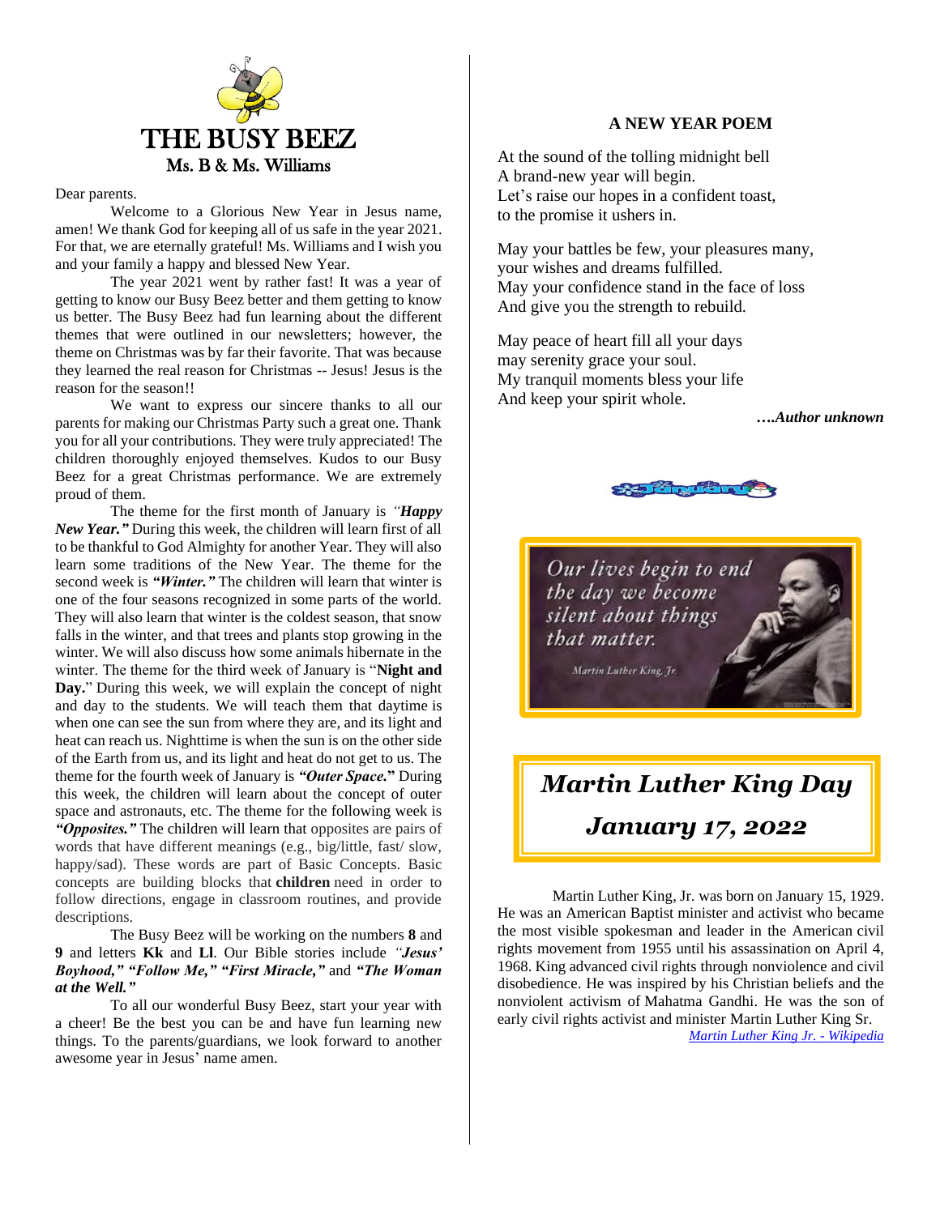# THE BUSY BEEZ

**Ms. B & Ms. Williams**

Dear parents.

Welcome to a Glorious New Year in Jesus name, amen! We thank God for keeping all of us safe in the year 2021. For that, we are eternally grateful! Ms. Williams and I wish you and your family a happy and blessed New Year.

The year 2021 went by rather fast! It was a year of getting to know our Busy Beez better and them getting to know us better. The Busy Beez had fun learning about the different themes that were outlined in our newsletters; however, the theme on Christmas was by far their favorite. That was because they learned the real reason for Christmas -- Jesus! Jesus is the reason for the season!!

We want to express our sincere thanks to all our parents for making our Christmas Party such a great one. Thank you for all your contributions. They were truly appreciated! The children thoroughly enjoyed themselves. Kudos to our Busy Beez for a great Christmas performance. We are extremely proud of them.

The theme for the first month of January is *"**Happy New Year.**"* During this week, the children will learn first of all to be thankful to God Almighty for another Year. They will also learn some traditions of the New Year. The theme for the second week is ***"Winter."*** The children will learn that winter is one of the four seasons recognized in some parts of the world. They will also learn that winter is the coldest season, that snow falls in the winter, and that trees and plants stop growing in the winter. We will also discuss how some animals hibernate in the winter. The theme for the third week of January is "**Night and Day.**" During this week, we will explain the concept of night and day to the students. We will teach them that daytime is when one can see the sun from where they are, and its light and heat can reach us. Nighttime is when the sun is on the other side of the Earth from us, and its light and heat do not get to us. The theme for the fourth week of January is ***"Outer Space."*** During this week, the children will learn about the concept of outer space and astronauts, etc. The theme for the following week is ***"Opposites."*** The children will learn that opposites are pairs of words that have different meanings (e.g., big/little, fast/ slow, happy/sad). These words are part of Basic Concepts. Basic concepts are building blocks that **children** need in order to follow directions, engage in classroom routines, and provide descriptions.

The Busy Beez will be working on the numbers **8** and **9** and letters **Kk** and **Ll**. Our Bible stories include *"**Jesus' Boyhood," "Follow Me," "First Miracle,"*** and ***"The Woman at the Well."***

To all our wonderful Busy Beez, start your year with a cheer! Be the best you can be and have fun learning new things. To the parents/guardians, we look forward to another awesome year in Jesus' name amen.

## A NEW YEAR POEM

At the sound of the tolling midnight bell
A brand-new year will begin.
Let's raise our hopes in a confident toast,
to the promise it ushers in.

May your battles be few, your pleasures many,
your wishes and dreams fulfilled.
May your confidence stand in the face of loss
And give you the strength to rebuild.

May peace of heart fill all your days
may serenity grace your soul.
My tranquil moments bless your life
And keep your spirit whole.

***….Author unknown***

January

*Our lives begin to end the day we become silent about things that matter.*

*Martin Luther King, Jr.*

## *Martin Luther King Day*

## *January 17, 2022*

Martin Luther King, Jr. was born on January 15, 1929. He was an American Baptist minister and activist who became the most visible spokesman and leader in the American civil rights movement from 1955 until his assassination on April 4, 1968. King advanced civil rights through nonviolence and civil disobedience. He was inspired by his Christian beliefs and the nonviolent activism of Mahatma Gandhi. He was the son of early civil rights activist and minister Martin Luther King Sr.

*Martin Luther King Jr. - Wikipedia*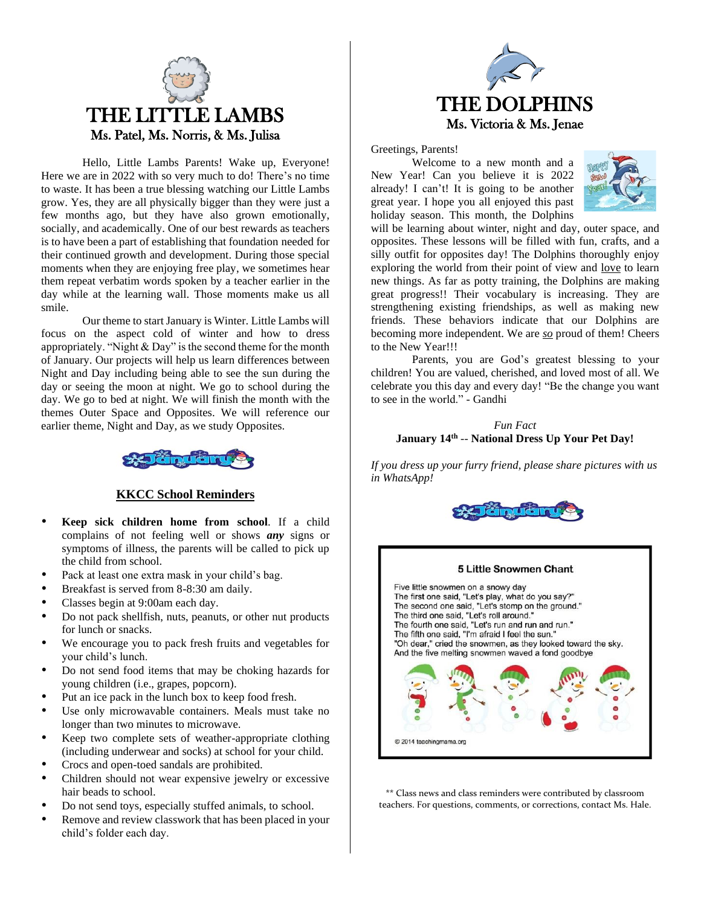# THE LITTLE LAMBS

**Ms. Patel, Ms. Norris, & Ms. Julisa**

Hello, Little Lambs Parents! Wake up, Everyone! Here we are in 2022 with so very much to do! There's no time to waste. It has been a true blessing watching our Little Lambs grow. Yes, they are all physically bigger than they were just a few months ago, but they have also grown emotionally, socially, and academically. One of our best rewards as teachers is to have been a part of establishing that foundation needed for their continued growth and development. During those special moments when they are enjoying free play, we sometimes hear them repeat verbatim words spoken by a teacher earlier in the day while at the learning wall. Those moments make us all smile.

Our theme to start January is Winter. Little Lambs will focus on the aspect cold of winter and how to dress appropriately. "Night & Day" is the second theme for the month of January. Our projects will help us learn differences between Night and Day including being able to see the sun during the day or seeing the moon at night. We go to school during the day. We go to bed at night. We will finish the month with the themes Outer Space and Opposites. We will reference our earlier theme, Night and Day, as we study Opposites.

## KKCC School Reminders

- **Keep sick children home from school**. If a child complains of not feeling well or shows ***any*** signs or symptoms of illness, the parents will be called to pick up the child from school.
- Pack at least one extra mask in your child's bag.
- Breakfast is served from 8-8:30 am daily.
- Classes begin at 9:00am each day.
- Do not pack shellfish, nuts, peanuts, or other nut products for lunch or snacks.
- We encourage you to pack fresh fruits and vegetables for your child's lunch.
- Do not send food items that may be choking hazards for young children (i.e., grapes, popcorn).
- Put an ice pack in the lunch box to keep food fresh.
- Use only microwavable containers. Meals must take no longer than two minutes to microwave.
- Keep two complete sets of weather-appropriate clothing (including underwear and socks) at school for your child.
- Crocs and open-toed sandals are prohibited.
- Children should not wear expensive jewelry or excessive hair beads to school.
- Do not send toys, especially stuffed animals, to school.
- Remove and review classwork that has been placed in your child's folder each day.

# THE DOLPHINS

**Ms. Victoria & Ms. Jenae**

Greetings, Parents!

Welcome to a new month and a New Year! Can you believe it is 2022 already! I can't! It is going to be another great year. I hope you all enjoyed this past holiday season. This month, the Dolphins will be learning about winter, night and day, outer space, and opposites. These lessons will be filled with fun, crafts, and a silly outfit for opposites day! The Dolphins thoroughly enjoy exploring the world from their point of view and love to learn new things. As far as potty training, the Dolphins are making great progress!! Their vocabulary is increasing. They are strengthening existing friendships, as well as making new friends. These behaviors indicate that our Dolphins are becoming more independent. We are ***so*** proud of them! Cheers to the New Year!!!

Parents, you are God's greatest blessing to your children! You are valued, cherished, and loved most of all. We celebrate you this day and every day! "Be the change you want to see in the world." - Gandhi

*Fun Fact*

**January 14th -- National Dress Up Your Pet Day!**

*If you dress up your furry friend, please share pictures with us in WhatsApp!*

**5 Little Snowmen Chant**

Five little snowmen on a snowy day
The first one said, "Let's play, what do you say?"
The second one said, "Let's stomp on the ground."
The third one said, "Let's roll around."
The fourth one said, "Let's run and run and run."
The fifth one said, "I'm afraid I feel the sun."
"Oh dear," cried the snowmen, as they looked toward the sky.
And the five melting snowmen waved a fond goodbye

© 2014 teachingmama.org

** Class news and class reminders were contributed by classroom teachers. For questions, comments, or corrections, contact Ms. Hale.